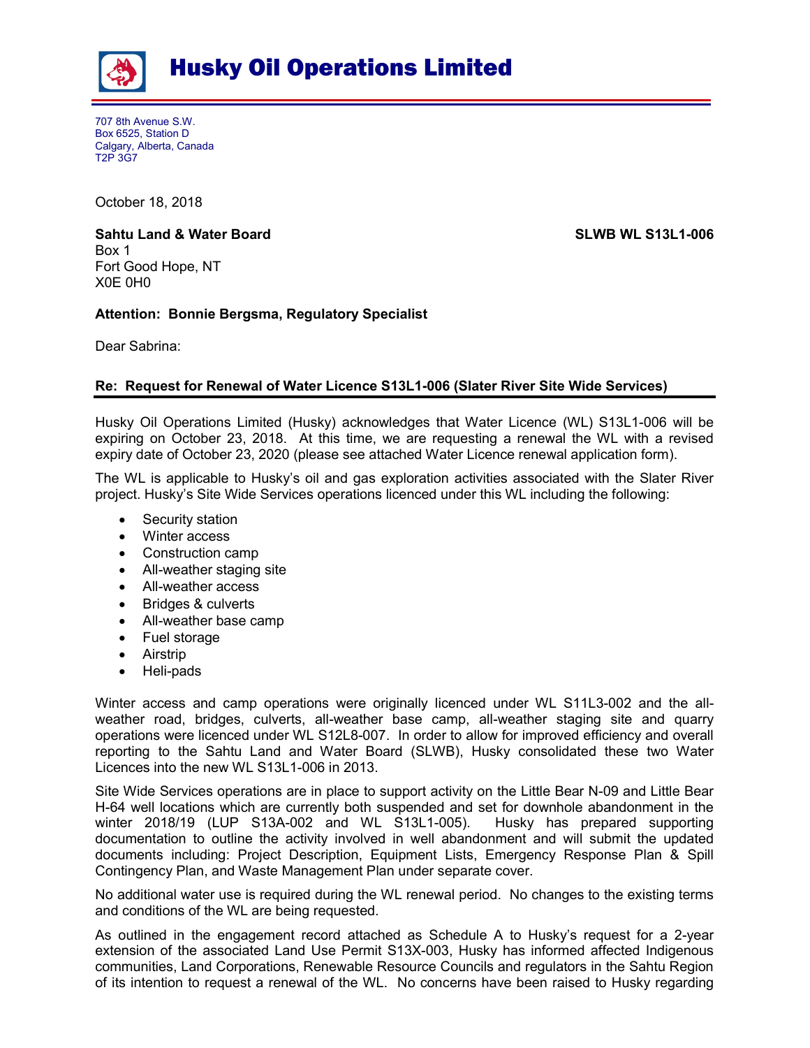# Husky Oil Operations Limited

707 8th Avenue S.W.
Box 6525, Station D
Calgary, Alberta, Canada
T2P 3G7

October 18, 2018

**Sahtu Land & Water Board** **SLWB WL S13L1-006**
Box 1
Fort Good Hope, NT
X0E 0H0

**Attention: Bonnie Bergsma, Regulatory Specialist**

Dear Sabrina:

**Re: Request for Renewal of Water Licence S13L1-006 (Slater River Site Wide Services)**

Husky Oil Operations Limited (Husky) acknowledges that Water Licence (WL) S13L1-006 will be expiring on October 23, 2018. At this time, we are requesting a renewal the WL with a revised expiry date of October 23, 2020 (please see attached Water Licence renewal application form).

The WL is applicable to Husky's oil and gas exploration activities associated with the Slater River project. Husky's Site Wide Services operations licenced under this WL including the following:

- Security station
- Winter access
- Construction camp
- All-weather staging site
- All-weather access
- Bridges & culverts
- All-weather base camp
- Fuel storage
- Airstrip
- Heli-pads

Winter access and camp operations were originally licenced under WL S11L3-002 and the all-weather road, bridges, culverts, all-weather base camp, all-weather staging site and quarry operations were licenced under WL S12L8-007. In order to allow for improved efficiency and overall reporting to the Sahtu Land and Water Board (SLWB), Husky consolidated these two Water Licences into the new WL S13L1-006 in 2013.

Site Wide Services operations are in place to support activity on the Little Bear N-09 and Little Bear H-64 well locations which are currently both suspended and set for downhole abandonment in the winter 2018/19 (LUP S13A-002 and WL S13L1-005). Husky has prepared supporting documentation to outline the activity involved in well abandonment and will submit the updated documents including: Project Description, Equipment Lists, Emergency Response Plan & Spill Contingency Plan, and Waste Management Plan under separate cover.

No additional water use is required during the WL renewal period. No changes to the existing terms and conditions of the WL are being requested.

As outlined in the engagement record attached as Schedule A to Husky's request for a 2-year extension of the associated Land Use Permit S13X-003, Husky has informed affected Indigenous communities, Land Corporations, Renewable Resource Councils and regulators in the Sahtu Region of its intention to request a renewal of the WL. No concerns have been raised to Husky regarding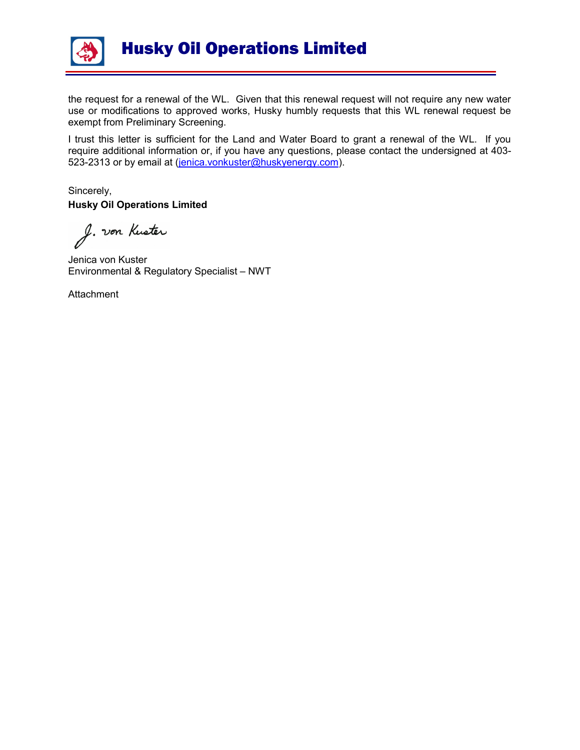the request for a renewal of the WL. Given that this renewal request will not require any new water use or modifications to approved works, Husky humbly requests that this WL renewal request be exempt from Preliminary Screening.

I trust this letter is sufficient for the Land and Water Board to grant a renewal of the WL. If you require additional information or, if you have any questions, please contact the undersigned at 403-523-2313 or by email at (jenica.vonkuster@huskyenergy.com).

Sincerely,
**Husky Oil Operations Limited**

J. von Kuster

Jenica von Kuster
Environmental & Regulatory Specialist – NWT

Attachment